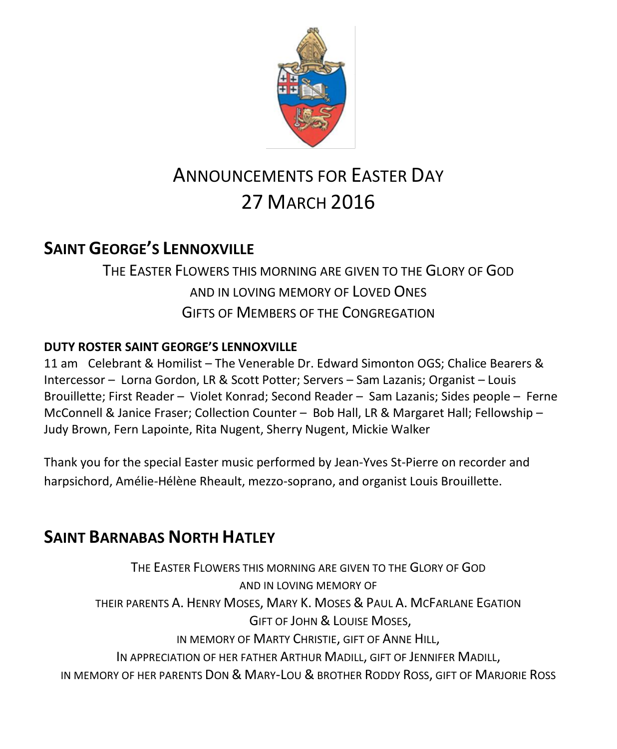# ANNOUNCEMENTS FOR EASTER DAY
# 27 MARCH 2016

## SAINT GEORGE'S LENNOXVILLE

THE EASTER FLOWERS THIS MORNING ARE GIVEN TO THE GLORY OF GOD
AND IN LOVING MEMORY OF LOVED ONES
GIFTS OF MEMBERS OF THE CONGREGATION

**DUTY ROSTER SAINT GEORGE'S LENNOXVILLE**

11 am Celebrant & Homilist – The Venerable Dr. Edward Simonton OGS; Chalice Bearers & Intercessor – Lorna Gordon, LR & Scott Potter; Servers – Sam Lazanis; Organist – Louis Brouillette; First Reader – Violet Konrad; Second Reader – Sam Lazanis; Sides people – Ferne McConnell & Janice Fraser; Collection Counter – Bob Hall, LR & Margaret Hall; Fellowship – Judy Brown, Fern Lapointe, Rita Nugent, Sherry Nugent, Mickie Walker

Thank you for the special Easter music performed by Jean-Yves St-Pierre on recorder and harpsichord, Amélie-Hélène Rheault, mezzo-soprano, and organist Louis Brouillette.

## SAINT BARNABAS NORTH HATLEY

THE EASTER FLOWERS THIS MORNING ARE GIVEN TO THE GLORY OF GOD
AND IN LOVING MEMORY OF
THEIR PARENTS A. HENRY MOSES, MARY K. MOSES & PAUL A. MCFARLANE EGATION
GIFT OF JOHN & LOUISE MOSES,
IN MEMORY OF MARTY CHRISTIE, GIFT OF ANNE HILL,
IN APPRECIATION OF HER FATHER ARTHUR MADILL, GIFT OF JENNIFER MADILL,
IN MEMORY OF HER PARENTS DON & MARY-LOU & BROTHER RODDY ROSS, GIFT OF MARJORIE ROSS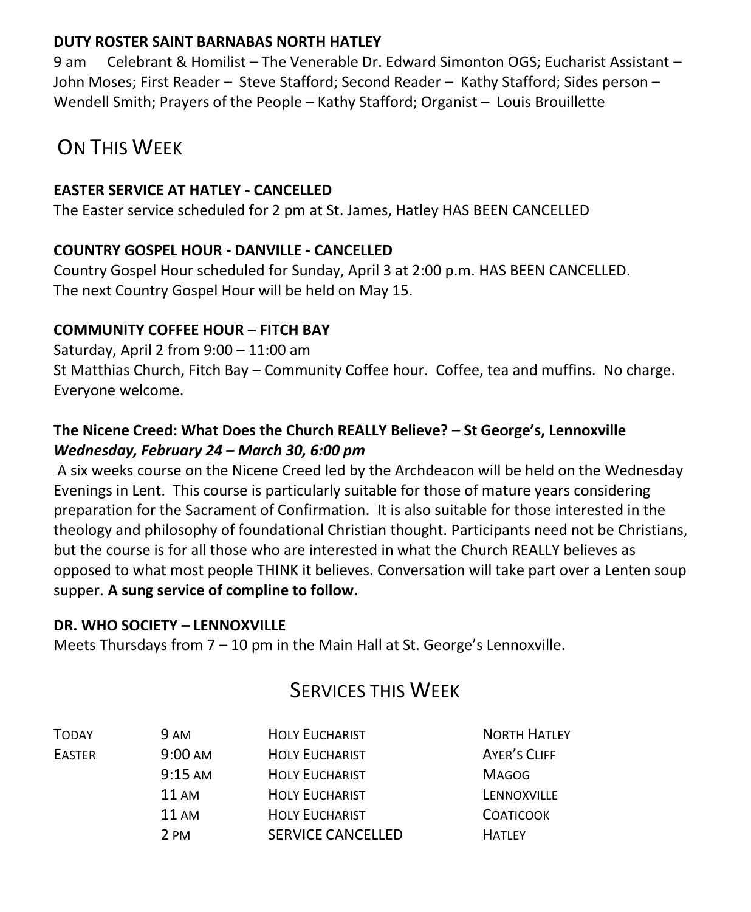**DUTY ROSTER SAINT BARNABAS NORTH HATLEY**

9 am Celebrant & Homilist – The Venerable Dr. Edward Simonton OGS; Eucharist Assistant – John Moses; First Reader – Steve Stafford; Second Reader – Kathy Stafford; Sides person – Wendell Smith; Prayers of the People – Kathy Stafford; Organist – Louis Brouillette

## On This Week

**EASTER SERVICE AT HATLEY - CANCELLED**

The Easter service scheduled for 2 pm at St. James, Hatley HAS BEEN CANCELLED

**COUNTRY GOSPEL HOUR - DANVILLE - CANCELLED**

Country Gospel Hour scheduled for Sunday, April 3 at 2:00 p.m. HAS BEEN CANCELLED.
The next Country Gospel Hour will be held on May 15.

**COMMUNITY COFFEE HOUR – FITCH BAY**

Saturday, April 2 from 9:00 – 11:00 am
St Matthias Church, Fitch Bay – Community Coffee hour. Coffee, tea and muffins. No charge. Everyone welcome.

**The Nicene Creed: What Does the Church REALLY Believe?** – **St George's, Lennoxville**
***Wednesday, February 24 – March 30, 6:00 pm***

A six weeks course on the Nicene Creed led by the Archdeacon will be held on the Wednesday Evenings in Lent. This course is particularly suitable for those of mature years considering preparation for the Sacrament of Confirmation. It is also suitable for those interested in the theology and philosophy of foundational Christian thought. Participants need not be Christians, but the course is for all those who are interested in what the Church REALLY believes as opposed to what most people THINK it believes. Conversation will take part over a Lenten soup supper. **A sung service of compline to follow.**

**DR. WHO SOCIETY – LENNOXVILLE**

Meets Thursdays from 7 – 10 pm in the Main Hall at St. George's Lennoxville.

## Services this Week

| | | | |
|---|---|---|---|
| Today | 9 am | Holy Eucharist | North Hatley |
| Easter | 9:00 am | Holy Eucharist | Ayer's Cliff |
| | 9:15 am | Holy Eucharist | Magog |
| | 11 am | Holy Eucharist | Lennoxville |
| | 11 am | Holy Eucharist | Coaticook |
| | 2 pm | SERVICE CANCELLED | Hatley |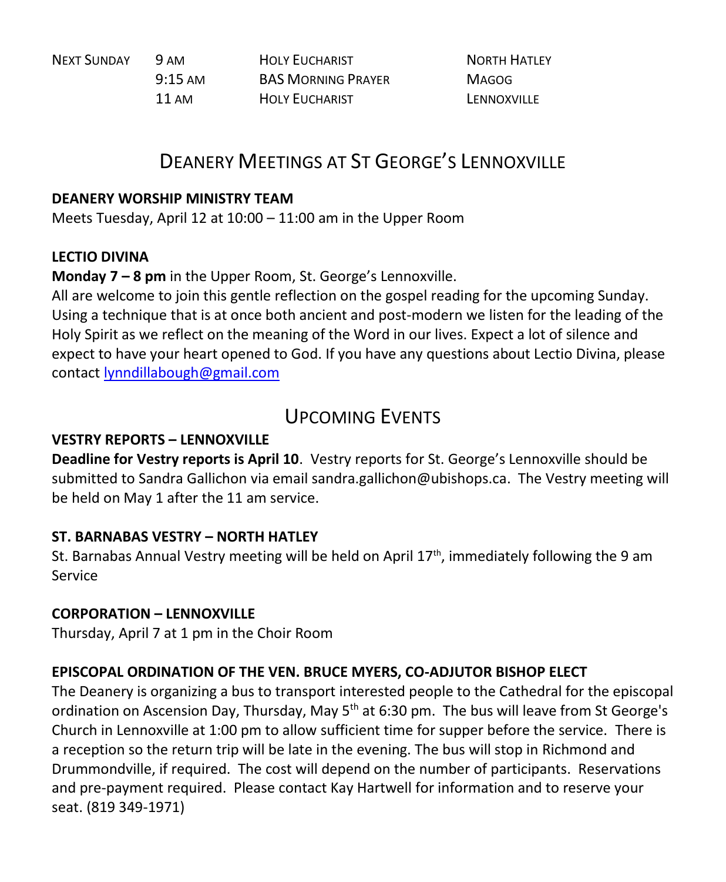| Next Sunday | 9 am | Holy Eucharist | North Hatley |
|---|---|---|---|
| | 9:15 am | BAS Morning Prayer | Magog |
| | 11 am | Holy Eucharist | Lennoxville |

## Deanery Meetings at St George's Lennoxville

**DEANERY WORSHIP MINISTRY TEAM**
Meets Tuesday, April 12 at 10:00 – 11:00 am in the Upper Room

**LECTIO DIVINA**
**Monday 7 – 8 pm** in the Upper Room, St. George's Lennoxville.
All are welcome to join this gentle reflection on the gospel reading for the upcoming Sunday. Using a technique that is at once both ancient and post-modern we listen for the leading of the Holy Spirit as we reflect on the meaning of the Word in our lives. Expect a lot of silence and expect to have your heart opened to God. If you have any questions about Lectio Divina, please contact lynndillabough@gmail.com

## Upcoming Events

**VESTRY REPORTS – LENNOXVILLE**
**Deadline for Vestry reports is April 10**. Vestry reports for St. George's Lennoxville should be submitted to Sandra Gallichon via email sandra.gallichon@ubishops.ca. The Vestry meeting will be held on May 1 after the 11 am service.

**ST. BARNABAS VESTRY – NORTH HATLEY**
St. Barnabas Annual Vestry meeting will be held on April 17th, immediately following the 9 am Service

**CORPORATION – LENNOXVILLE**
Thursday, April 7 at 1 pm in the Choir Room

**EPISCOPAL ORDINATION OF THE VEN. BRUCE MYERS, CO-ADJUTOR BISHOP ELECT**
The Deanery is organizing a bus to transport interested people to the Cathedral for the episcopal ordination on Ascension Day, Thursday, May 5th at 6:30 pm. The bus will leave from St George's Church in Lennoxville at 1:00 pm to allow sufficient time for supper before the service. There is a reception so the return trip will be late in the evening. The bus will stop in Richmond and Drummondville, if required. The cost will depend on the number of participants. Reservations and pre-payment required. Please contact Kay Hartwell for information and to reserve your seat. (819 349-1971)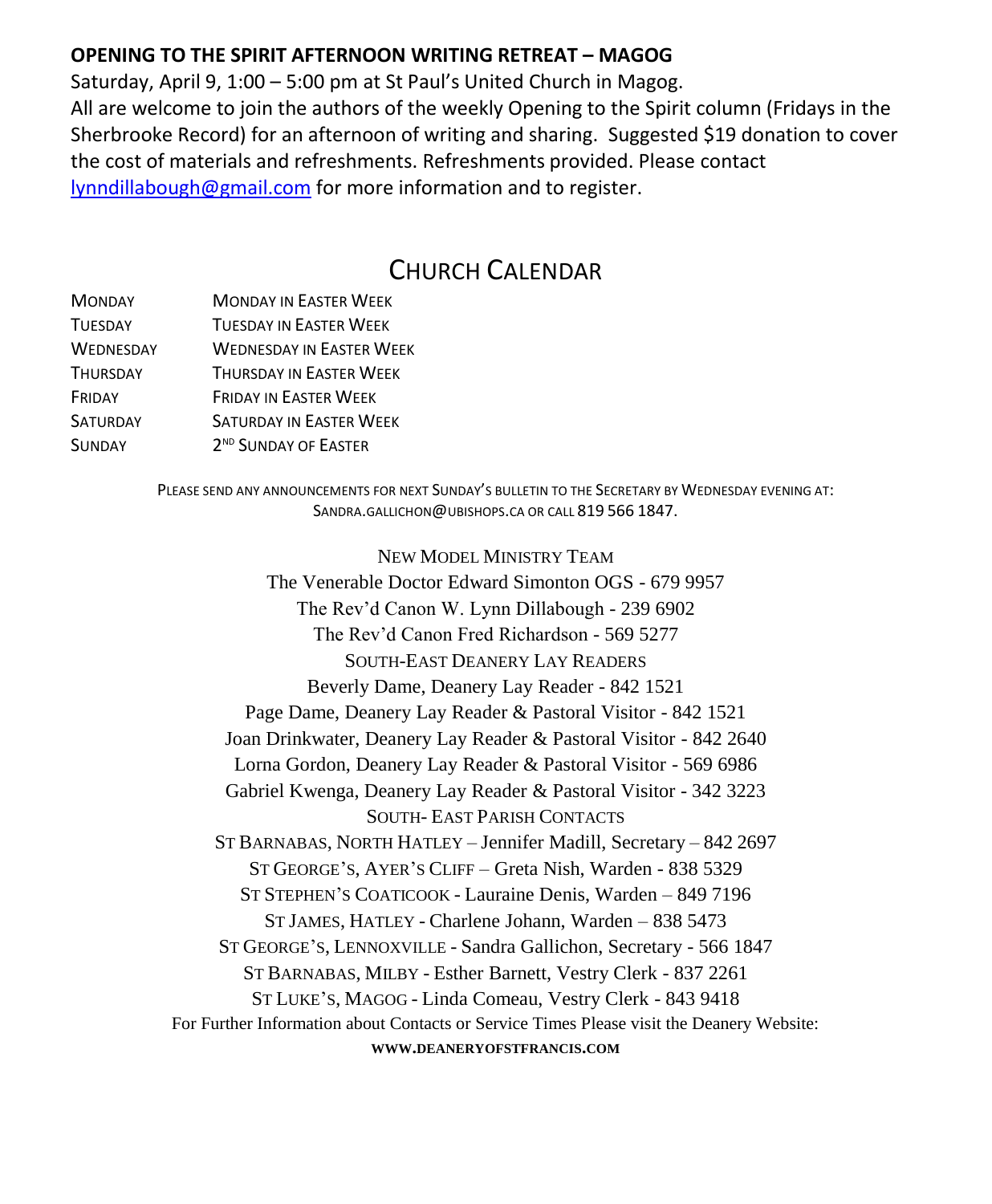**OPENING TO THE SPIRIT AFTERNOON WRITING RETREAT – MAGOG**

Saturday, April 9, 1:00 – 5:00 pm at St Paul's United Church in Magog.
All are welcome to join the authors of the weekly Opening to the Spirit column (Fridays in the Sherbrooke Record) for an afternoon of writing and sharing. Suggested $19 donation to cover the cost of materials and refreshments. Refreshments provided. Please contact lynndillabough@gmail.com for more information and to register.

## CHURCH CALENDAR

| | |
|---|---|
| MONDAY | MONDAY IN EASTER WEEK |
| TUESDAY | TUESDAY IN EASTER WEEK |
| WEDNESDAY | WEDNESDAY IN EASTER WEEK |
| THURSDAY | THURSDAY IN EASTER WEEK |
| FRIDAY | FRIDAY IN EASTER WEEK |
| SATURDAY | SATURDAY IN EASTER WEEK |
| SUNDAY | 2ND SUNDAY OF EASTER |

PLEASE SEND ANY ANNOUNCEMENTS FOR NEXT SUNDAY'S BULLETIN TO THE SECRETARY BY WEDNESDAY EVENING AT: SANDRA.GALLICHON@UBISHOPS.CA OR CALL 819 566 1847.

NEW MODEL MINISTRY TEAM

The Venerable Doctor Edward Simonton OGS - 679 9957
The Rev'd Canon W. Lynn Dillabough - 239 6902
The Rev'd Canon Fred Richardson - 569 5277

SOUTH-EAST DEANERY LAY READERS

Beverly Dame, Deanery Lay Reader - 842 1521
Page Dame, Deanery Lay Reader & Pastoral Visitor - 842 1521
Joan Drinkwater, Deanery Lay Reader & Pastoral Visitor - 842 2640
Lorna Gordon, Deanery Lay Reader & Pastoral Visitor - 569 6986
Gabriel Kwenga, Deanery Lay Reader & Pastoral Visitor - 342 3223

SOUTH- EAST PARISH CONTACTS

ST BARNABAS, NORTH HATLEY – Jennifer Madill, Secretary – 842 2697
ST GEORGE'S, AYER'S CLIFF – Greta Nish, Warden - 838 5329
ST STEPHEN'S COATICOOK - Lauraine Denis, Warden – 849 7196
ST JAMES, HATLEY - Charlene Johann, Warden – 838 5473
ST GEORGE'S, LENNOXVILLE - Sandra Gallichon, Secretary - 566 1847
ST BARNABAS, MILBY - Esther Barnett, Vestry Clerk - 837 2261
ST LUKE'S, MAGOG - Linda Comeau, Vestry Clerk - 843 9418

For Further Information about Contacts or Service Times Please visit the Deanery Website:
**WWW.DEANERYOFSTFRANCIS.COM**